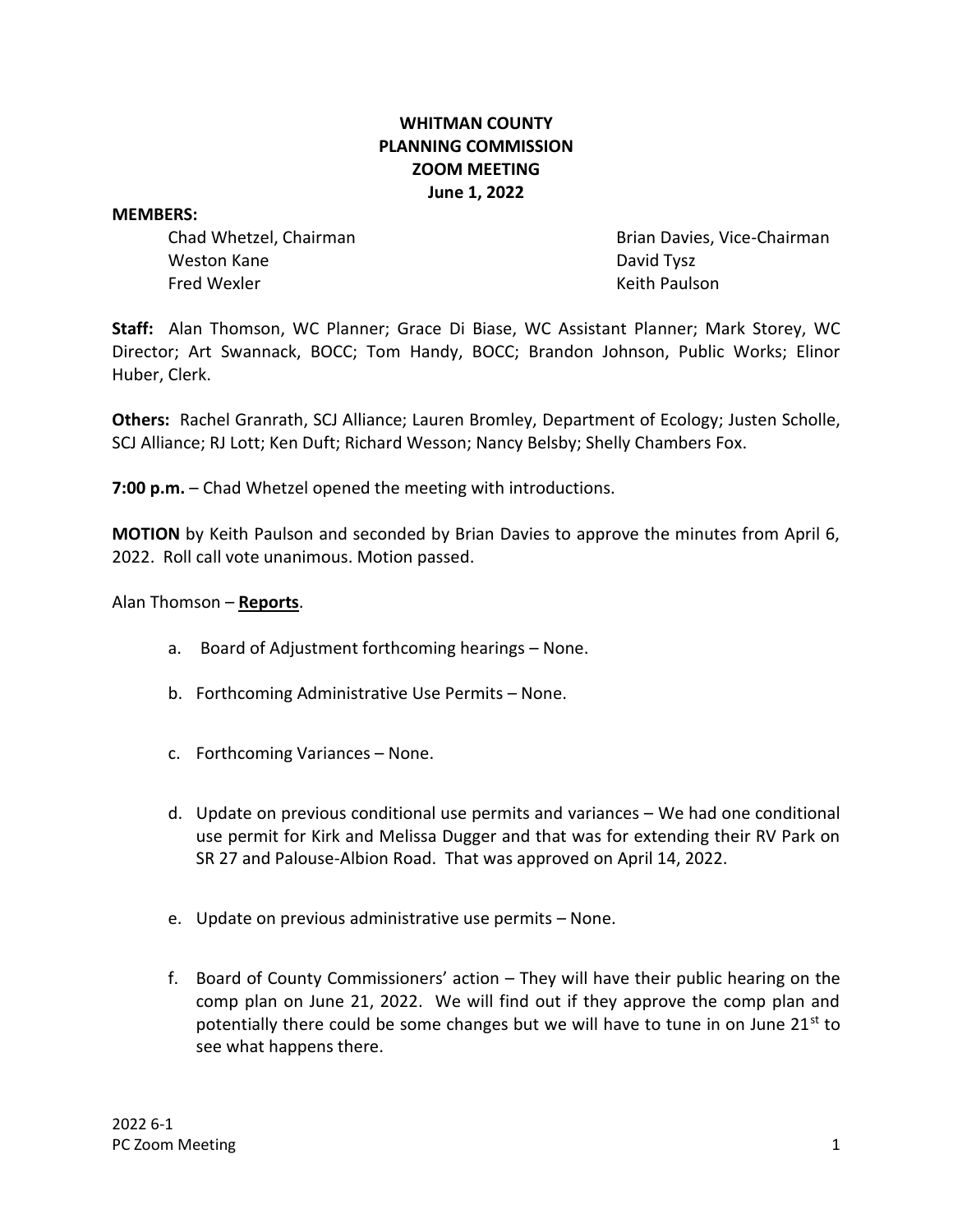# WHITMAN COUNTY
# PLANNING COMMISSION
# ZOOM MEETING
# June 1, 2022

**MEMBERS:**

Chad Whetzel, Chairman
Brian Davies, Vice-Chairman
Weston Kane
David Tysz
Fred Wexler
Keith Paulson

**Staff:** Alan Thomson, WC Planner; Grace Di Biase, WC Assistant Planner; Mark Storey, WC Director; Art Swannack, BOCC; Tom Handy, BOCC; Brandon Johnson, Public Works; Elinor Huber, Clerk.

**Others:** Rachel Granrath, SCJ Alliance; Lauren Bromley, Department of Ecology; Justen Scholle, SCJ Alliance; RJ Lott; Ken Duft; Richard Wesson; Nancy Belsby; Shelly Chambers Fox.

**7:00 p.m.** – Chad Whetzel opened the meeting with introductions.

**MOTION** by Keith Paulson and seconded by Brian Davies to approve the minutes from April 6, 2022. Roll call vote unanimous. Motion passed.

Alan Thomson – **Reports**.

a. Board of Adjustment forthcoming hearings – None.

b. Forthcoming Administrative Use Permits – None.

c. Forthcoming Variances – None.

d. Update on previous conditional use permits and variances – We had one conditional use permit for Kirk and Melissa Dugger and that was for extending their RV Park on SR 27 and Palouse-Albion Road. That was approved on April 14, 2022.

e. Update on previous administrative use permits – None.

f. Board of County Commissioners' action – They will have their public hearing on the comp plan on June 21, 2022. We will find out if they approve the comp plan and potentially there could be some changes but we will have to tune in on June 21st to see what happens there.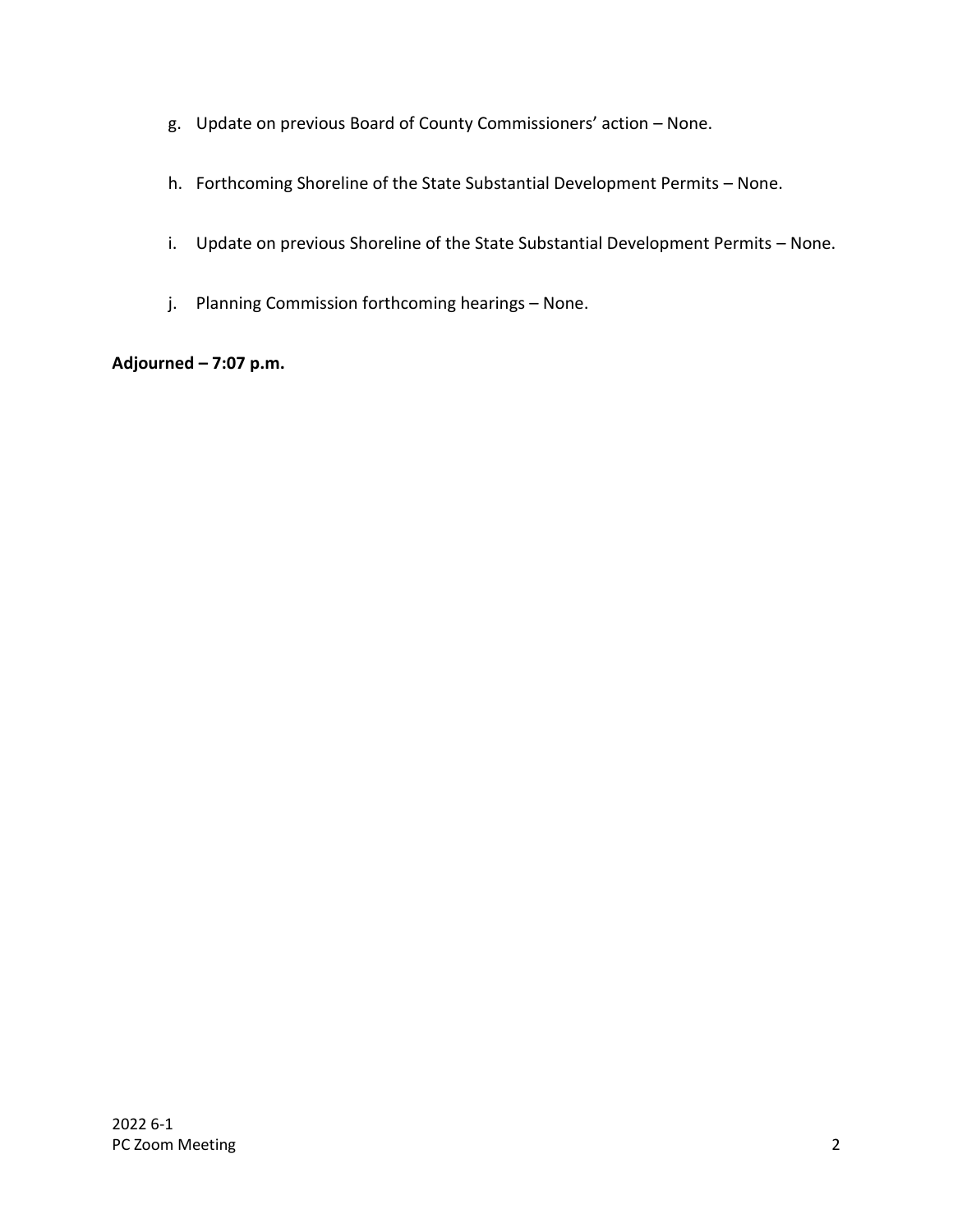g. Update on previous Board of County Commissioners' action – None.

h. Forthcoming Shoreline of the State Substantial Development Permits – None.

i. Update on previous Shoreline of the State Substantial Development Permits – None.

j. Planning Commission forthcoming hearings – None.

**Adjourned – 7:07 p.m.**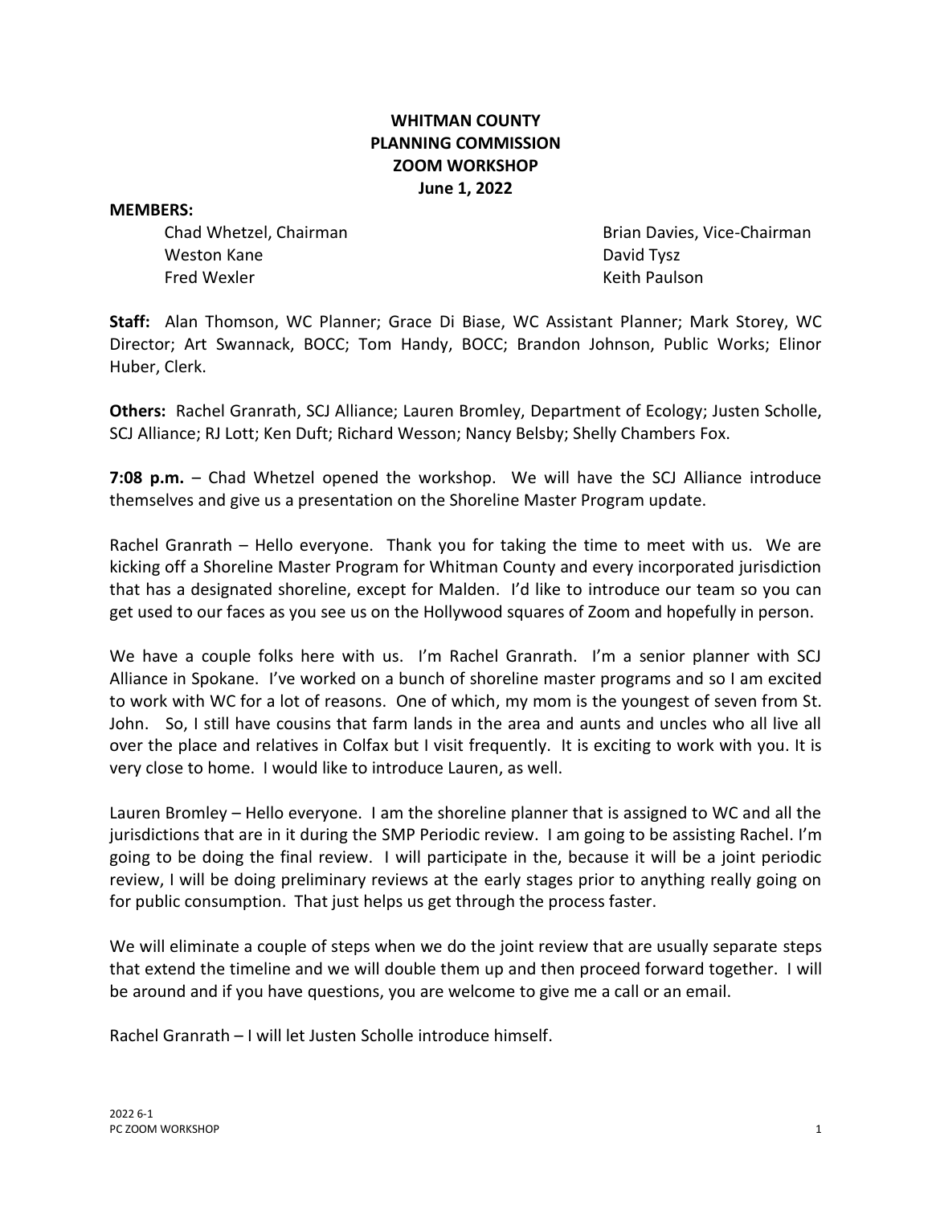**WHITMAN COUNTY**
**PLANNING COMMISSION**
**ZOOM WORKSHOP**
**June 1, 2022**

**MEMBERS:**

Chad Whetzel, Chairman
Brian Davies, Vice-Chairman
Weston Kane
David Tysz
Fred Wexler
Keith Paulson

**Staff:** Alan Thomson, WC Planner; Grace Di Biase, WC Assistant Planner; Mark Storey, WC Director; Art Swannack, BOCC; Tom Handy, BOCC; Brandon Johnson, Public Works; Elinor Huber, Clerk.

**Others:** Rachel Granrath, SCJ Alliance; Lauren Bromley, Department of Ecology; Justen Scholle, SCJ Alliance; RJ Lott; Ken Duft; Richard Wesson; Nancy Belsby; Shelly Chambers Fox.

**7:08 p.m.** – Chad Whetzel opened the workshop. We will have the SCJ Alliance introduce themselves and give us a presentation on the Shoreline Master Program update.

Rachel Granrath – Hello everyone. Thank you for taking the time to meet with us. We are kicking off a Shoreline Master Program for Whitman County and every incorporated jurisdiction that has a designated shoreline, except for Malden. I'd like to introduce our team so you can get used to our faces as you see us on the Hollywood squares of Zoom and hopefully in person.

We have a couple folks here with us. I'm Rachel Granrath. I'm a senior planner with SCJ Alliance in Spokane. I've worked on a bunch of shoreline master programs and so I am excited to work with WC for a lot of reasons. One of which, my mom is the youngest of seven from St. John. So, I still have cousins that farm lands in the area and aunts and uncles who all live all over the place and relatives in Colfax but I visit frequently. It is exciting to work with you. It is very close to home. I would like to introduce Lauren, as well.

Lauren Bromley – Hello everyone. I am the shoreline planner that is assigned to WC and all the jurisdictions that are in it during the SMP Periodic review. I am going to be assisting Rachel. I'm going to be doing the final review. I will participate in the, because it will be a joint periodic review, I will be doing preliminary reviews at the early stages prior to anything really going on for public consumption. That just helps us get through the process faster.

We will eliminate a couple of steps when we do the joint review that are usually separate steps that extend the timeline and we will double them up and then proceed forward together. I will be around and if you have questions, you are welcome to give me a call or an email.

Rachel Granrath – I will let Justen Scholle introduce himself.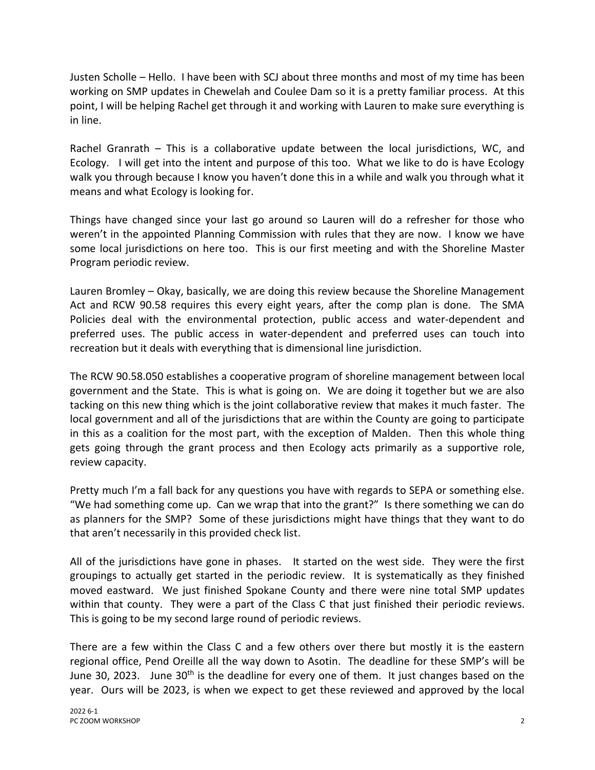Justen Scholle – Hello. I have been with SCJ about three months and most of my time has been working on SMP updates in Chewelah and Coulee Dam so it is a pretty familiar process. At this point, I will be helping Rachel get through it and working with Lauren to make sure everything is in line.

Rachel Granrath – This is a collaborative update between the local jurisdictions, WC, and Ecology. I will get into the intent and purpose of this too. What we like to do is have Ecology walk you through because I know you haven't done this in a while and walk you through what it means and what Ecology is looking for.

Things have changed since your last go around so Lauren will do a refresher for those who weren't in the appointed Planning Commission with rules that they are now. I know we have some local jurisdictions on here too. This is our first meeting and with the Shoreline Master Program periodic review.

Lauren Bromley – Okay, basically, we are doing this review because the Shoreline Management Act and RCW 90.58 requires this every eight years, after the comp plan is done. The SMA Policies deal with the environmental protection, public access and water-dependent and preferred uses. The public access in water-dependent and preferred uses can touch into recreation but it deals with everything that is dimensional line jurisdiction.

The RCW 90.58.050 establishes a cooperative program of shoreline management between local government and the State. This is what is going on. We are doing it together but we are also tacking on this new thing which is the joint collaborative review that makes it much faster. The local government and all of the jurisdictions that are within the County are going to participate in this as a coalition for the most part, with the exception of Malden. Then this whole thing gets going through the grant process and then Ecology acts primarily as a supportive role, review capacity.

Pretty much I'm a fall back for any questions you have with regards to SEPA or something else. "We had something come up. Can we wrap that into the grant?" Is there something we can do as planners for the SMP? Some of these jurisdictions might have things that they want to do that aren't necessarily in this provided check list.

All of the jurisdictions have gone in phases. It started on the west side. They were the first groupings to actually get started in the periodic review. It is systematically as they finished moved eastward. We just finished Spokane County and there were nine total SMP updates within that county. They were a part of the Class C that just finished their periodic reviews. This is going to be my second large round of periodic reviews.

There are a few within the Class C and a few others over there but mostly it is the eastern regional office, Pend Oreille all the way down to Asotin. The deadline for these SMP's will be June 30, 2023. June 30th is the deadline for every one of them. It just changes based on the year. Ours will be 2023, is when we expect to get these reviewed and approved by the local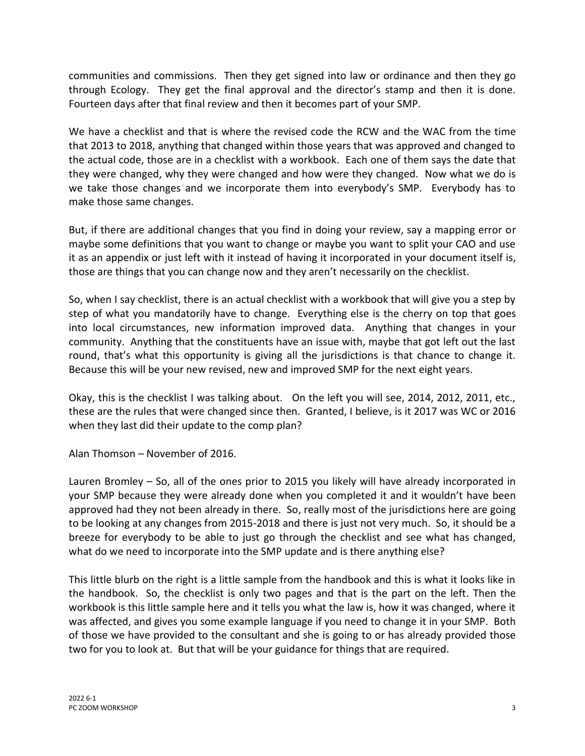communities and commissions. Then they get signed into law or ordinance and then they go through Ecology. They get the final approval and the director's stamp and then it is done. Fourteen days after that final review and then it becomes part of your SMP.

We have a checklist and that is where the revised code the RCW and the WAC from the time that 2013 to 2018, anything that changed within those years that was approved and changed to the actual code, those are in a checklist with a workbook. Each one of them says the date that they were changed, why they were changed and how were they changed. Now what we do is we take those changes and we incorporate them into everybody's SMP. Everybody has to make those same changes.

But, if there are additional changes that you find in doing your review, say a mapping error or maybe some definitions that you want to change or maybe you want to split your CAO and use it as an appendix or just left with it instead of having it incorporated in your document itself is, those are things that you can change now and they aren't necessarily on the checklist.

So, when I say checklist, there is an actual checklist with a workbook that will give you a step by step of what you mandatorily have to change. Everything else is the cherry on top that goes into local circumstances, new information improved data. Anything that changes in your community. Anything that the constituents have an issue with, maybe that got left out the last round, that's what this opportunity is giving all the jurisdictions is that chance to change it. Because this will be your new revised, new and improved SMP for the next eight years.

Okay, this is the checklist I was talking about. On the left you will see, 2014, 2012, 2011, etc., these are the rules that were changed since then. Granted, I believe, is it 2017 was WC or 2016 when they last did their update to the comp plan?

Alan Thomson – November of 2016.

Lauren Bromley – So, all of the ones prior to 2015 you likely will have already incorporated in your SMP because they were already done when you completed it and it wouldn't have been approved had they not been already in there. So, really most of the jurisdictions here are going to be looking at any changes from 2015-2018 and there is just not very much. So, it should be a breeze for everybody to be able to just go through the checklist and see what has changed, what do we need to incorporate into the SMP update and is there anything else?

This little blurb on the right is a little sample from the handbook and this is what it looks like in the handbook. So, the checklist is only two pages and that is the part on the left. Then the workbook is this little sample here and it tells you what the law is, how it was changed, where it was affected, and gives you some example language if you need to change it in your SMP. Both of those we have provided to the consultant and she is going to or has already provided those two for you to look at. But that will be your guidance for things that are required.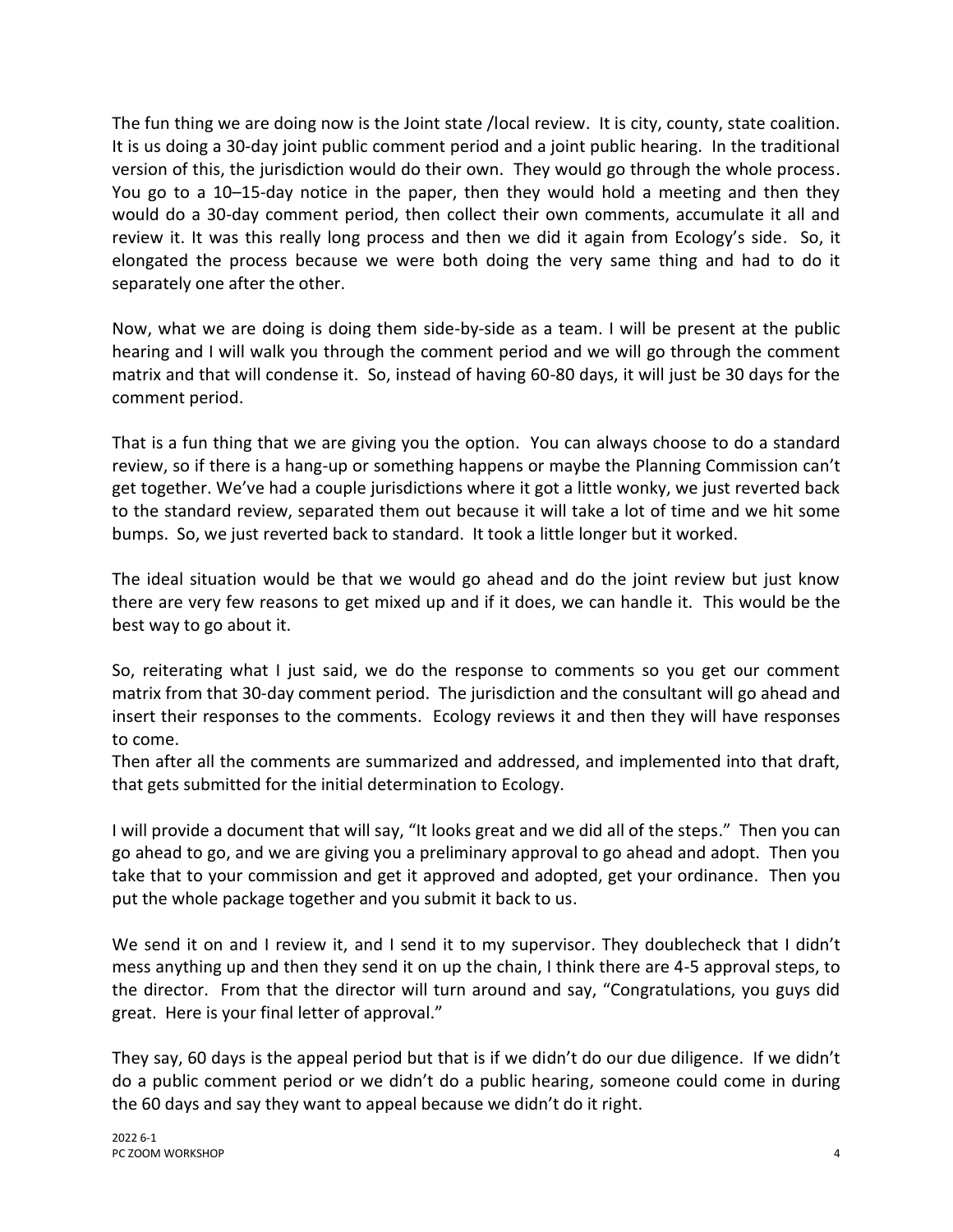The fun thing we are doing now is the Joint state /local review. It is city, county, state coalition. It is us doing a 30-day joint public comment period and a joint public hearing. In the traditional version of this, the jurisdiction would do their own. They would go through the whole process. You go to a 10–15-day notice in the paper, then they would hold a meeting and then they would do a 30-day comment period, then collect their own comments, accumulate it all and review it. It was this really long process and then we did it again from Ecology's side. So, it elongated the process because we were both doing the very same thing and had to do it separately one after the other.

Now, what we are doing is doing them side-by-side as a team. I will be present at the public hearing and I will walk you through the comment period and we will go through the comment matrix and that will condense it. So, instead of having 60-80 days, it will just be 30 days for the comment period.

That is a fun thing that we are giving you the option. You can always choose to do a standard review, so if there is a hang-up or something happens or maybe the Planning Commission can't get together. We've had a couple jurisdictions where it got a little wonky, we just reverted back to the standard review, separated them out because it will take a lot of time and we hit some bumps. So, we just reverted back to standard. It took a little longer but it worked.

The ideal situation would be that we would go ahead and do the joint review but just know there are very few reasons to get mixed up and if it does, we can handle it. This would be the best way to go about it.

So, reiterating what I just said, we do the response to comments so you get our comment matrix from that 30-day comment period. The jurisdiction and the consultant will go ahead and insert their responses to the comments. Ecology reviews it and then they will have responses to come.

Then after all the comments are summarized and addressed, and implemented into that draft, that gets submitted for the initial determination to Ecology.

I will provide a document that will say, "It looks great and we did all of the steps." Then you can go ahead to go, and we are giving you a preliminary approval to go ahead and adopt. Then you take that to your commission and get it approved and adopted, get your ordinance. Then you put the whole package together and you submit it back to us.

We send it on and I review it, and I send it to my supervisor. They doublecheck that I didn't mess anything up and then they send it on up the chain, I think there are 4-5 approval steps, to the director. From that the director will turn around and say, "Congratulations, you guys did great. Here is your final letter of approval."

They say, 60 days is the appeal period but that is if we didn't do our due diligence. If we didn't do a public comment period or we didn't do a public hearing, someone could come in during the 60 days and say they want to appeal because we didn't do it right.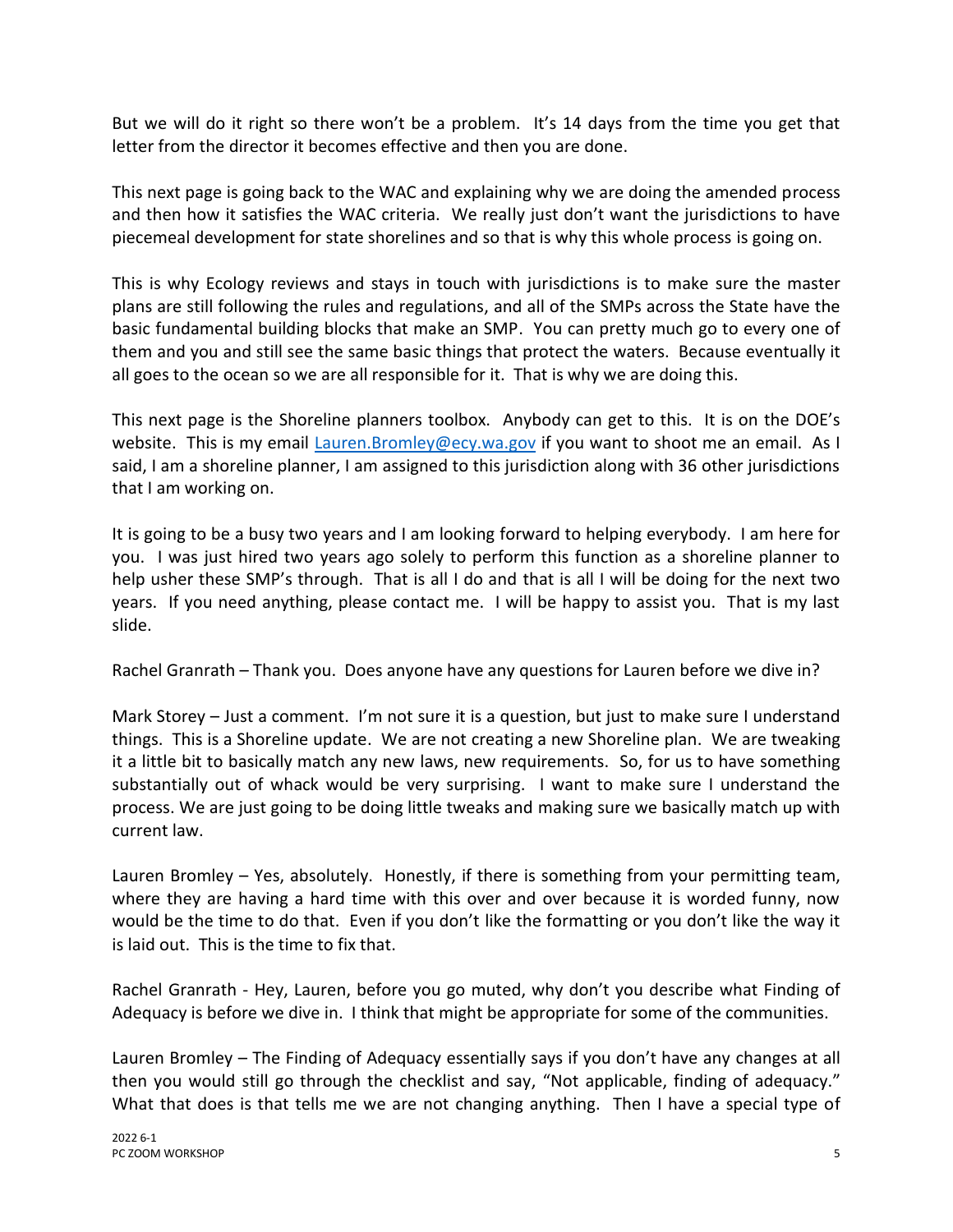But we will do it right so there won't be a problem. It's 14 days from the time you get that letter from the director it becomes effective and then you are done.

This next page is going back to the WAC and explaining why we are doing the amended process and then how it satisfies the WAC criteria. We really just don't want the jurisdictions to have piecemeal development for state shorelines and so that is why this whole process is going on.

This is why Ecology reviews and stays in touch with jurisdictions is to make sure the master plans are still following the rules and regulations, and all of the SMPs across the State have the basic fundamental building blocks that make an SMP. You can pretty much go to every one of them and you and still see the same basic things that protect the waters. Because eventually it all goes to the ocean so we are all responsible for it. That is why we are doing this.

This next page is the Shoreline planners toolbox. Anybody can get to this. It is on the DOE's website. This is my email Lauren.Bromley@ecy.wa.gov if you want to shoot me an email. As I said, I am a shoreline planner, I am assigned to this jurisdiction along with 36 other jurisdictions that I am working on.

It is going to be a busy two years and I am looking forward to helping everybody. I am here for you. I was just hired two years ago solely to perform this function as a shoreline planner to help usher these SMP's through. That is all I do and that is all I will be doing for the next two years. If you need anything, please contact me. I will be happy to assist you. That is my last slide.

Rachel Granrath – Thank you. Does anyone have any questions for Lauren before we dive in?

Mark Storey – Just a comment. I'm not sure it is a question, but just to make sure I understand things. This is a Shoreline update. We are not creating a new Shoreline plan. We are tweaking it a little bit to basically match any new laws, new requirements. So, for us to have something substantially out of whack would be very surprising. I want to make sure I understand the process. We are just going to be doing little tweaks and making sure we basically match up with current law.

Lauren Bromley – Yes, absolutely. Honestly, if there is something from your permitting team, where they are having a hard time with this over and over because it is worded funny, now would be the time to do that. Even if you don't like the formatting or you don't like the way it is laid out. This is the time to fix that.

Rachel Granrath - Hey, Lauren, before you go muted, why don't you describe what Finding of Adequacy is before we dive in. I think that might be appropriate for some of the communities.

Lauren Bromley – The Finding of Adequacy essentially says if you don't have any changes at all then you would still go through the checklist and say, "Not applicable, finding of adequacy." What that does is that tells me we are not changing anything. Then I have a special type of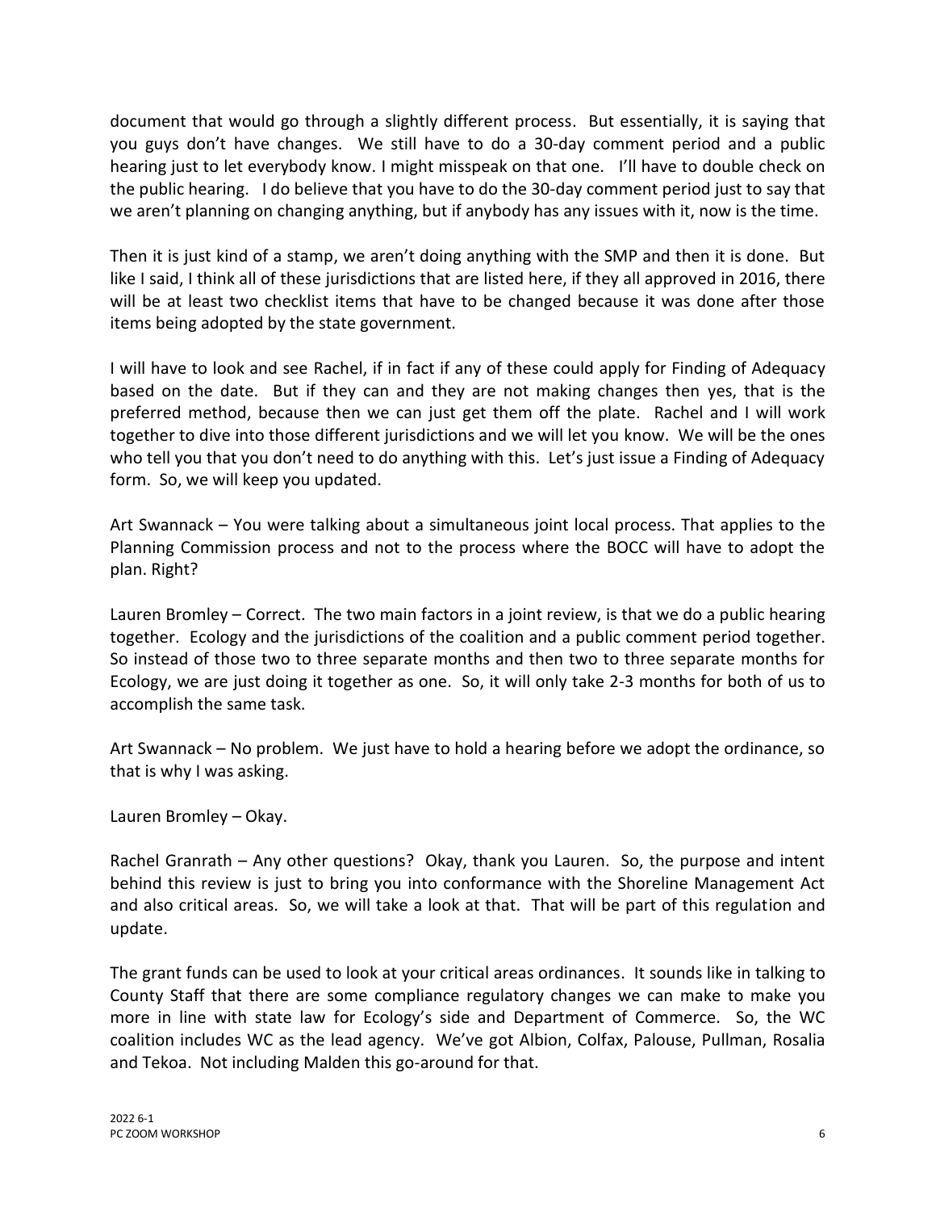document that would go through a slightly different process. But essentially, it is saying that you guys don't have changes. We still have to do a 30-day comment period and a public hearing just to let everybody know. I might misspeak on that one. I'll have to double check on the public hearing. I do believe that you have to do the 30-day comment period just to say that we aren't planning on changing anything, but if anybody has any issues with it, now is the time.

Then it is just kind of a stamp, we aren't doing anything with the SMP and then it is done. But like I said, I think all of these jurisdictions that are listed here, if they all approved in 2016, there will be at least two checklist items that have to be changed because it was done after those items being adopted by the state government.

I will have to look and see Rachel, if in fact if any of these could apply for Finding of Adequacy based on the date. But if they can and they are not making changes then yes, that is the preferred method, because then we can just get them off the plate. Rachel and I will work together to dive into those different jurisdictions and we will let you know. We will be the ones who tell you that you don't need to do anything with this. Let's just issue a Finding of Adequacy form. So, we will keep you updated.

Art Swannack – You were talking about a simultaneous joint local process. That applies to the Planning Commission process and not to the process where the BOCC will have to adopt the plan. Right?

Lauren Bromley – Correct. The two main factors in a joint review, is that we do a public hearing together. Ecology and the jurisdictions of the coalition and a public comment period together. So instead of those two to three separate months and then two to three separate months for Ecology, we are just doing it together as one. So, it will only take 2-3 months for both of us to accomplish the same task.

Art Swannack – No problem. We just have to hold a hearing before we adopt the ordinance, so that is why I was asking.

Lauren Bromley – Okay.

Rachel Granrath – Any other questions? Okay, thank you Lauren. So, the purpose and intent behind this review is just to bring you into conformance with the Shoreline Management Act and also critical areas. So, we will take a look at that. That will be part of this regulation and update.

The grant funds can be used to look at your critical areas ordinances. It sounds like in talking to County Staff that there are some compliance regulatory changes we can make to make you more in line with state law for Ecology's side and Department of Commerce. So, the WC coalition includes WC as the lead agency. We've got Albion, Colfax, Palouse, Pullman, Rosalia and Tekoa. Not including Malden this go-around for that.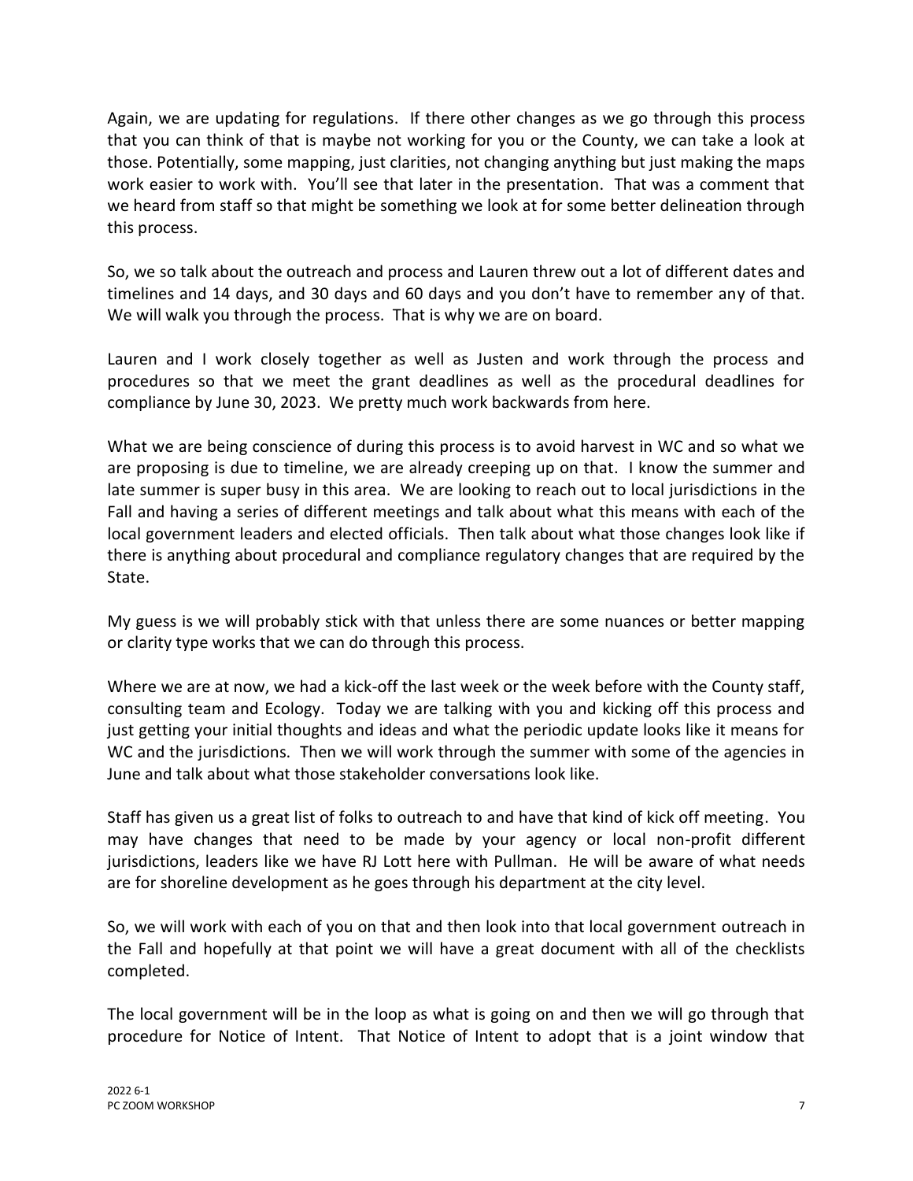Again, we are updating for regulations. If there other changes as we go through this process that you can think of that is maybe not working for you or the County, we can take a look at those. Potentially, some mapping, just clarities, not changing anything but just making the maps work easier to work with. You'll see that later in the presentation. That was a comment that we heard from staff so that might be something we look at for some better delineation through this process.

So, we so talk about the outreach and process and Lauren threw out a lot of different dates and timelines and 14 days, and 30 days and 60 days and you don't have to remember any of that. We will walk you through the process. That is why we are on board.

Lauren and I work closely together as well as Justen and work through the process and procedures so that we meet the grant deadlines as well as the procedural deadlines for compliance by June 30, 2023. We pretty much work backwards from here.

What we are being conscience of during this process is to avoid harvest in WC and so what we are proposing is due to timeline, we are already creeping up on that. I know the summer and late summer is super busy in this area. We are looking to reach out to local jurisdictions in the Fall and having a series of different meetings and talk about what this means with each of the local government leaders and elected officials. Then talk about what those changes look like if there is anything about procedural and compliance regulatory changes that are required by the State.

My guess is we will probably stick with that unless there are some nuances or better mapping or clarity type works that we can do through this process.

Where we are at now, we had a kick-off the last week or the week before with the County staff, consulting team and Ecology. Today we are talking with you and kicking off this process and just getting your initial thoughts and ideas and what the periodic update looks like it means for WC and the jurisdictions. Then we will work through the summer with some of the agencies in June and talk about what those stakeholder conversations look like.

Staff has given us a great list of folks to outreach to and have that kind of kick off meeting. You may have changes that need to be made by your agency or local non-profit different jurisdictions, leaders like we have RJ Lott here with Pullman. He will be aware of what needs are for shoreline development as he goes through his department at the city level.

So, we will work with each of you on that and then look into that local government outreach in the Fall and hopefully at that point we will have a great document with all of the checklists completed.

The local government will be in the loop as what is going on and then we will go through that procedure for Notice of Intent. That Notice of Intent to adopt that is a joint window that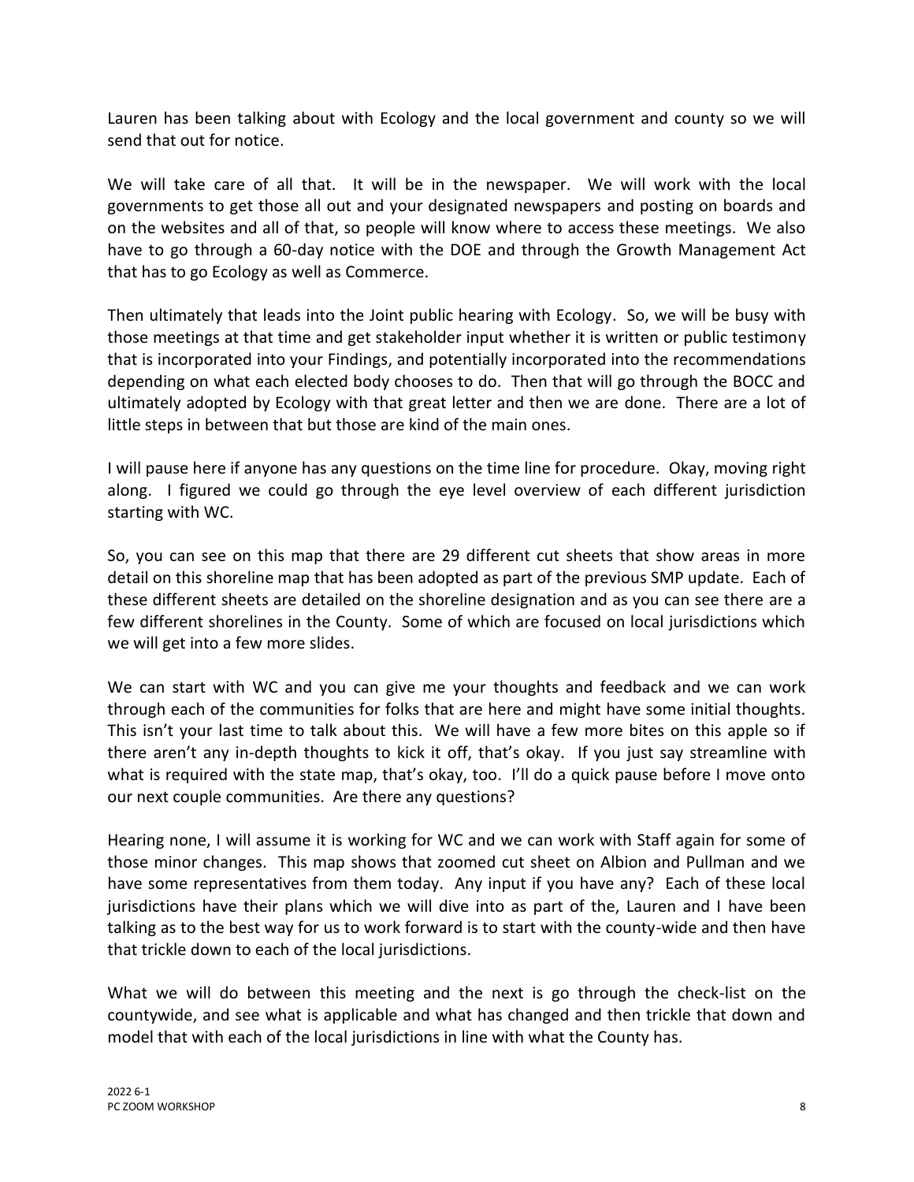Lauren has been talking about with Ecology and the local government and county so we will send that out for notice.

We will take care of all that. It will be in the newspaper. We will work with the local governments to get those all out and your designated newspapers and posting on boards and on the websites and all of that, so people will know where to access these meetings. We also have to go through a 60-day notice with the DOE and through the Growth Management Act that has to go Ecology as well as Commerce.

Then ultimately that leads into the Joint public hearing with Ecology. So, we will be busy with those meetings at that time and get stakeholder input whether it is written or public testimony that is incorporated into your Findings, and potentially incorporated into the recommendations depending on what each elected body chooses to do. Then that will go through the BOCC and ultimately adopted by Ecology with that great letter and then we are done. There are a lot of little steps in between that but those are kind of the main ones.

I will pause here if anyone has any questions on the time line for procedure. Okay, moving right along. I figured we could go through the eye level overview of each different jurisdiction starting with WC.

So, you can see on this map that there are 29 different cut sheets that show areas in more detail on this shoreline map that has been adopted as part of the previous SMP update. Each of these different sheets are detailed on the shoreline designation and as you can see there are a few different shorelines in the County. Some of which are focused on local jurisdictions which we will get into a few more slides.

We can start with WC and you can give me your thoughts and feedback and we can work through each of the communities for folks that are here and might have some initial thoughts. This isn't your last time to talk about this. We will have a few more bites on this apple so if there aren't any in-depth thoughts to kick it off, that's okay. If you just say streamline with what is required with the state map, that's okay, too. I'll do a quick pause before I move onto our next couple communities. Are there any questions?

Hearing none, I will assume it is working for WC and we can work with Staff again for some of those minor changes. This map shows that zoomed cut sheet on Albion and Pullman and we have some representatives from them today. Any input if you have any? Each of these local jurisdictions have their plans which we will dive into as part of the, Lauren and I have been talking as to the best way for us to work forward is to start with the county-wide and then have that trickle down to each of the local jurisdictions.

What we will do between this meeting and the next is go through the check-list on the countywide, and see what is applicable and what has changed and then trickle that down and model that with each of the local jurisdictions in line with what the County has.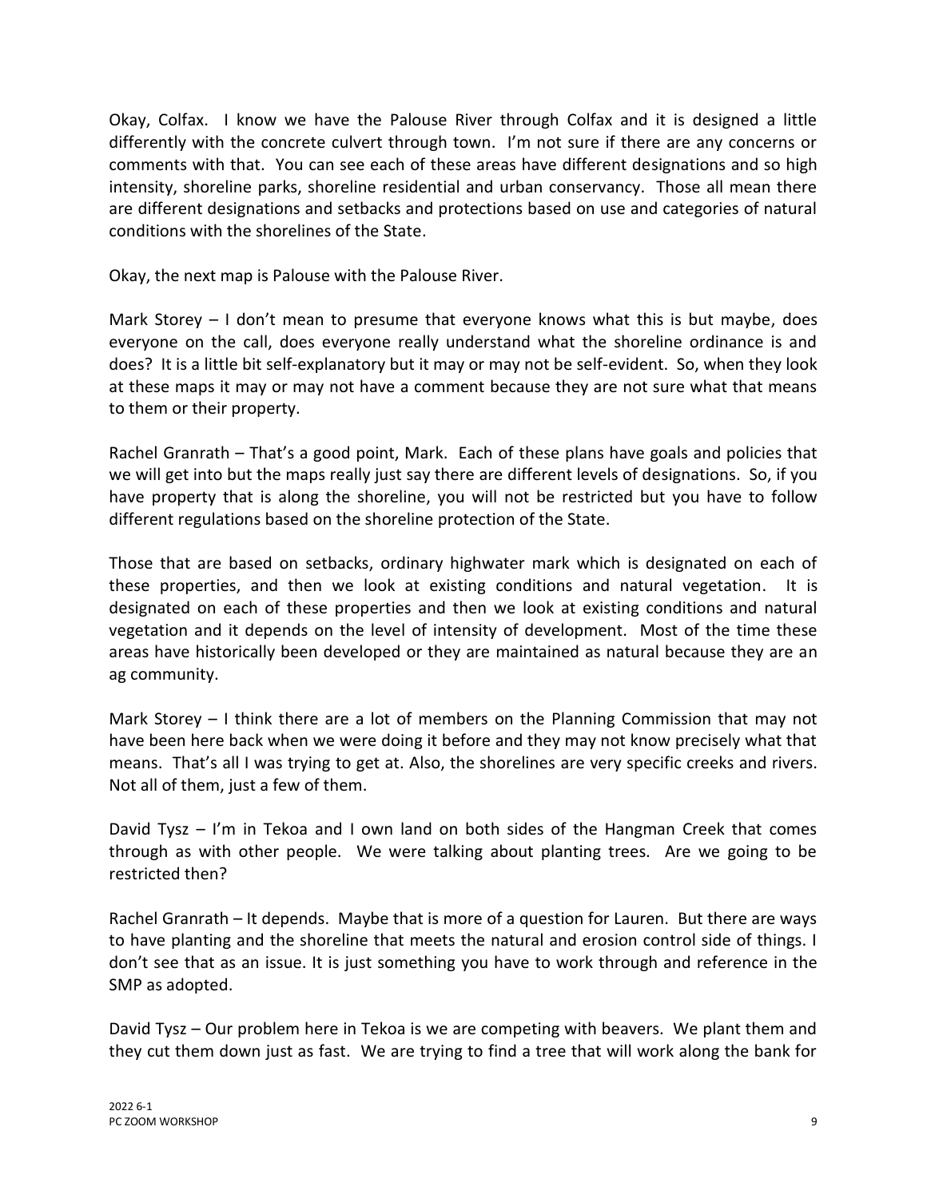Okay, Colfax. I know we have the Palouse River through Colfax and it is designed a little differently with the concrete culvert through town. I'm not sure if there are any concerns or comments with that. You can see each of these areas have different designations and so high intensity, shoreline parks, shoreline residential and urban conservancy. Those all mean there are different designations and setbacks and protections based on use and categories of natural conditions with the shorelines of the State.

Okay, the next map is Palouse with the Palouse River.

Mark Storey – I don't mean to presume that everyone knows what this is but maybe, does everyone on the call, does everyone really understand what the shoreline ordinance is and does? It is a little bit self-explanatory but it may or may not be self-evident. So, when they look at these maps it may or may not have a comment because they are not sure what that means to them or their property.

Rachel Granrath – That's a good point, Mark. Each of these plans have goals and policies that we will get into but the maps really just say there are different levels of designations. So, if you have property that is along the shoreline, you will not be restricted but you have to follow different regulations based on the shoreline protection of the State.

Those that are based on setbacks, ordinary highwater mark which is designated on each of these properties, and then we look at existing conditions and natural vegetation. It is designated on each of these properties and then we look at existing conditions and natural vegetation and it depends on the level of intensity of development. Most of the time these areas have historically been developed or they are maintained as natural because they are an ag community.

Mark Storey – I think there are a lot of members on the Planning Commission that may not have been here back when we were doing it before and they may not know precisely what that means. That's all I was trying to get at. Also, the shorelines are very specific creeks and rivers. Not all of them, just a few of them.

David Tysz – I'm in Tekoa and I own land on both sides of the Hangman Creek that comes through as with other people. We were talking about planting trees. Are we going to be restricted then?

Rachel Granrath – It depends. Maybe that is more of a question for Lauren. But there are ways to have planting and the shoreline that meets the natural and erosion control side of things. I don't see that as an issue. It is just something you have to work through and reference in the SMP as adopted.

David Tysz – Our problem here in Tekoa is we are competing with beavers. We plant them and they cut them down just as fast. We are trying to find a tree that will work along the bank for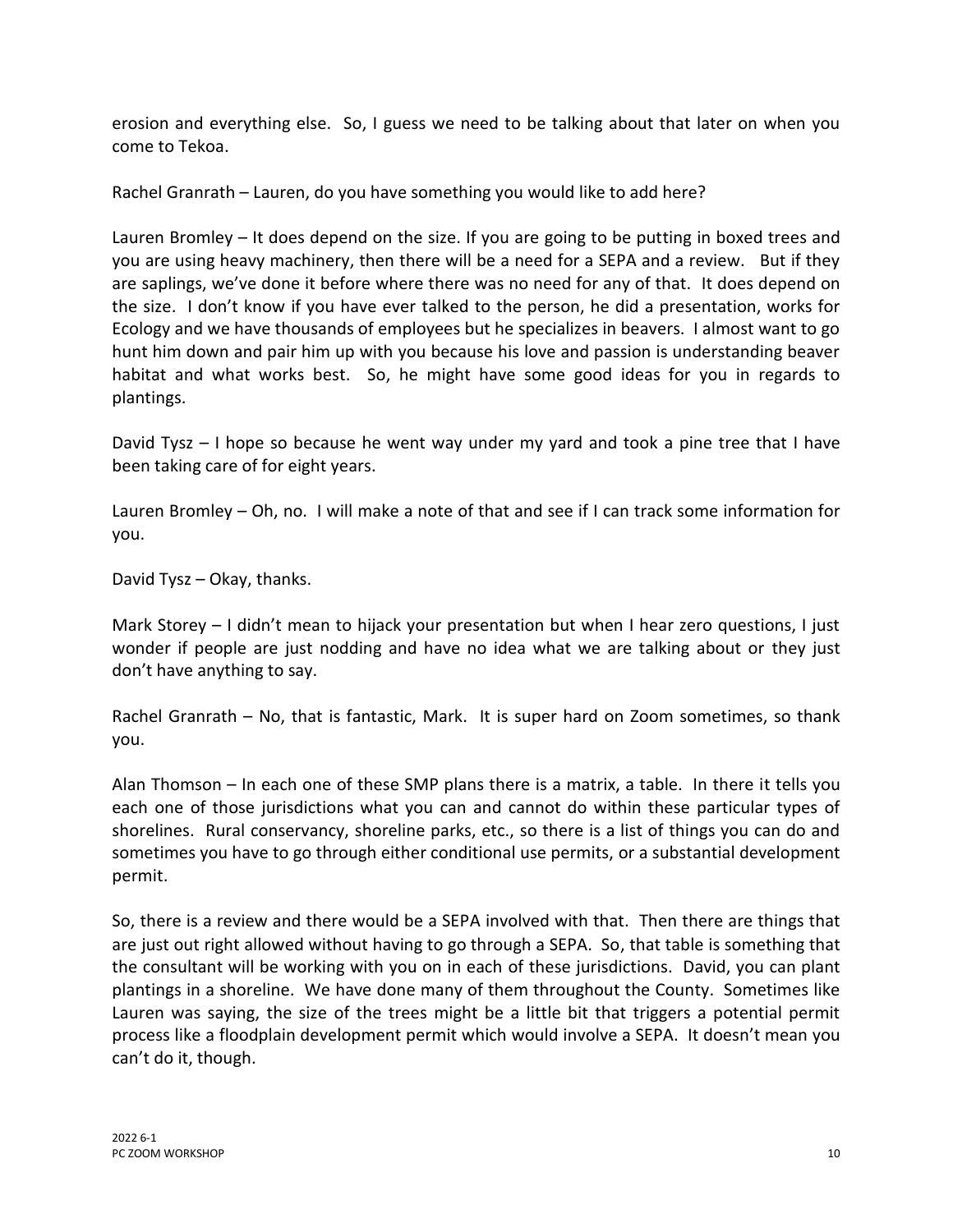erosion and everything else. So, I guess we need to be talking about that later on when you come to Tekoa.

Rachel Granrath – Lauren, do you have something you would like to add here?

Lauren Bromley – It does depend on the size. If you are going to be putting in boxed trees and you are using heavy machinery, then there will be a need for a SEPA and a review. But if they are saplings, we've done it before where there was no need for any of that. It does depend on the size. I don't know if you have ever talked to the person, he did a presentation, works for Ecology and we have thousands of employees but he specializes in beavers. I almost want to go hunt him down and pair him up with you because his love and passion is understanding beaver habitat and what works best. So, he might have some good ideas for you in regards to plantings.

David Tysz – I hope so because he went way under my yard and took a pine tree that I have been taking care of for eight years.

Lauren Bromley – Oh, no. I will make a note of that and see if I can track some information for you.

David Tysz – Okay, thanks.

Mark Storey – I didn't mean to hijack your presentation but when I hear zero questions, I just wonder if people are just nodding and have no idea what we are talking about or they just don't have anything to say.

Rachel Granrath – No, that is fantastic, Mark. It is super hard on Zoom sometimes, so thank you.

Alan Thomson – In each one of these SMP plans there is a matrix, a table. In there it tells you each one of those jurisdictions what you can and cannot do within these particular types of shorelines. Rural conservancy, shoreline parks, etc., so there is a list of things you can do and sometimes you have to go through either conditional use permits, or a substantial development permit.

So, there is a review and there would be a SEPA involved with that. Then there are things that are just out right allowed without having to go through a SEPA. So, that table is something that the consultant will be working with you on in each of these jurisdictions. David, you can plant plantings in a shoreline. We have done many of them throughout the County. Sometimes like Lauren was saying, the size of the trees might be a little bit that triggers a potential permit process like a floodplain development permit which would involve a SEPA. It doesn't mean you can't do it, though.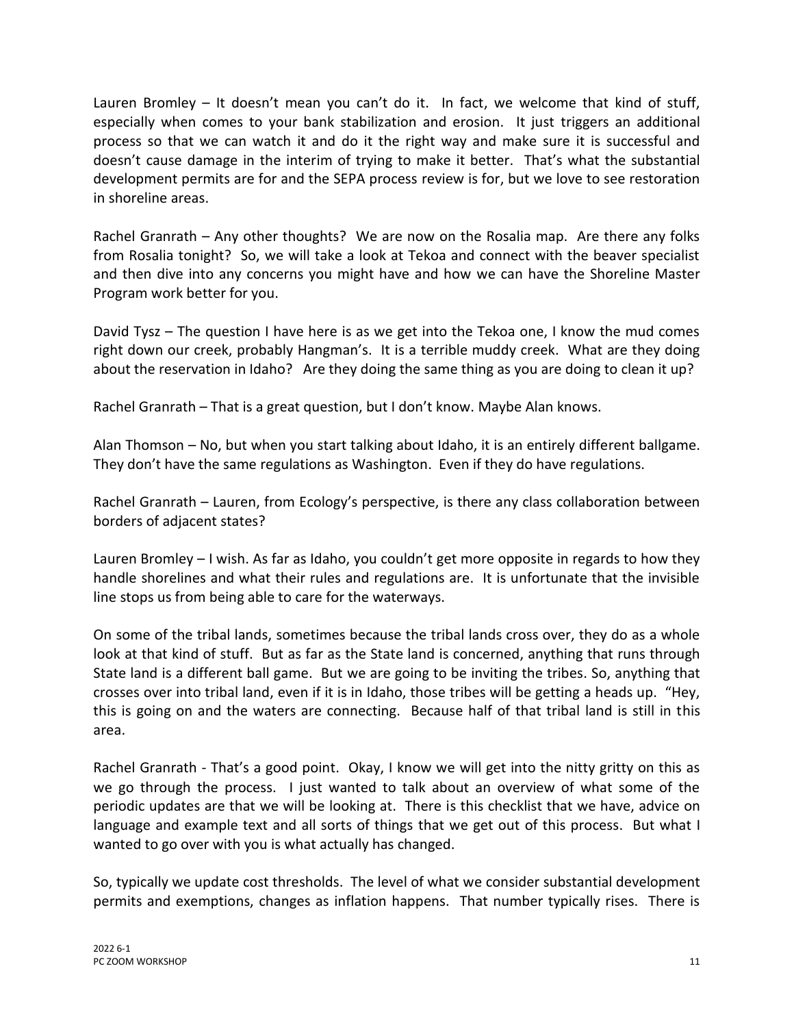Lauren Bromley – It doesn't mean you can't do it. In fact, we welcome that kind of stuff, especially when comes to your bank stabilization and erosion. It just triggers an additional process so that we can watch it and do it the right way and make sure it is successful and doesn't cause damage in the interim of trying to make it better. That's what the substantial development permits are for and the SEPA process review is for, but we love to see restoration in shoreline areas.

Rachel Granrath – Any other thoughts? We are now on the Rosalia map. Are there any folks from Rosalia tonight? So, we will take a look at Tekoa and connect with the beaver specialist and then dive into any concerns you might have and how we can have the Shoreline Master Program work better for you.

David Tysz – The question I have here is as we get into the Tekoa one, I know the mud comes right down our creek, probably Hangman's. It is a terrible muddy creek. What are they doing about the reservation in Idaho? Are they doing the same thing as you are doing to clean it up?

Rachel Granrath – That is a great question, but I don't know. Maybe Alan knows.

Alan Thomson – No, but when you start talking about Idaho, it is an entirely different ballgame. They don't have the same regulations as Washington. Even if they do have regulations.

Rachel Granrath – Lauren, from Ecology's perspective, is there any class collaboration between borders of adjacent states?

Lauren Bromley – I wish. As far as Idaho, you couldn't get more opposite in regards to how they handle shorelines and what their rules and regulations are. It is unfortunate that the invisible line stops us from being able to care for the waterways.

On some of the tribal lands, sometimes because the tribal lands cross over, they do as a whole look at that kind of stuff. But as far as the State land is concerned, anything that runs through State land is a different ball game. But we are going to be inviting the tribes. So, anything that crosses over into tribal land, even if it is in Idaho, those tribes will be getting a heads up. "Hey, this is going on and the waters are connecting. Because half of that tribal land is still in this area.

Rachel Granrath - That's a good point. Okay, I know we will get into the nitty gritty on this as we go through the process. I just wanted to talk about an overview of what some of the periodic updates are that we will be looking at. There is this checklist that we have, advice on language and example text and all sorts of things that we get out of this process. But what I wanted to go over with you is what actually has changed.

So, typically we update cost thresholds. The level of what we consider substantial development permits and exemptions, changes as inflation happens. That number typically rises. There is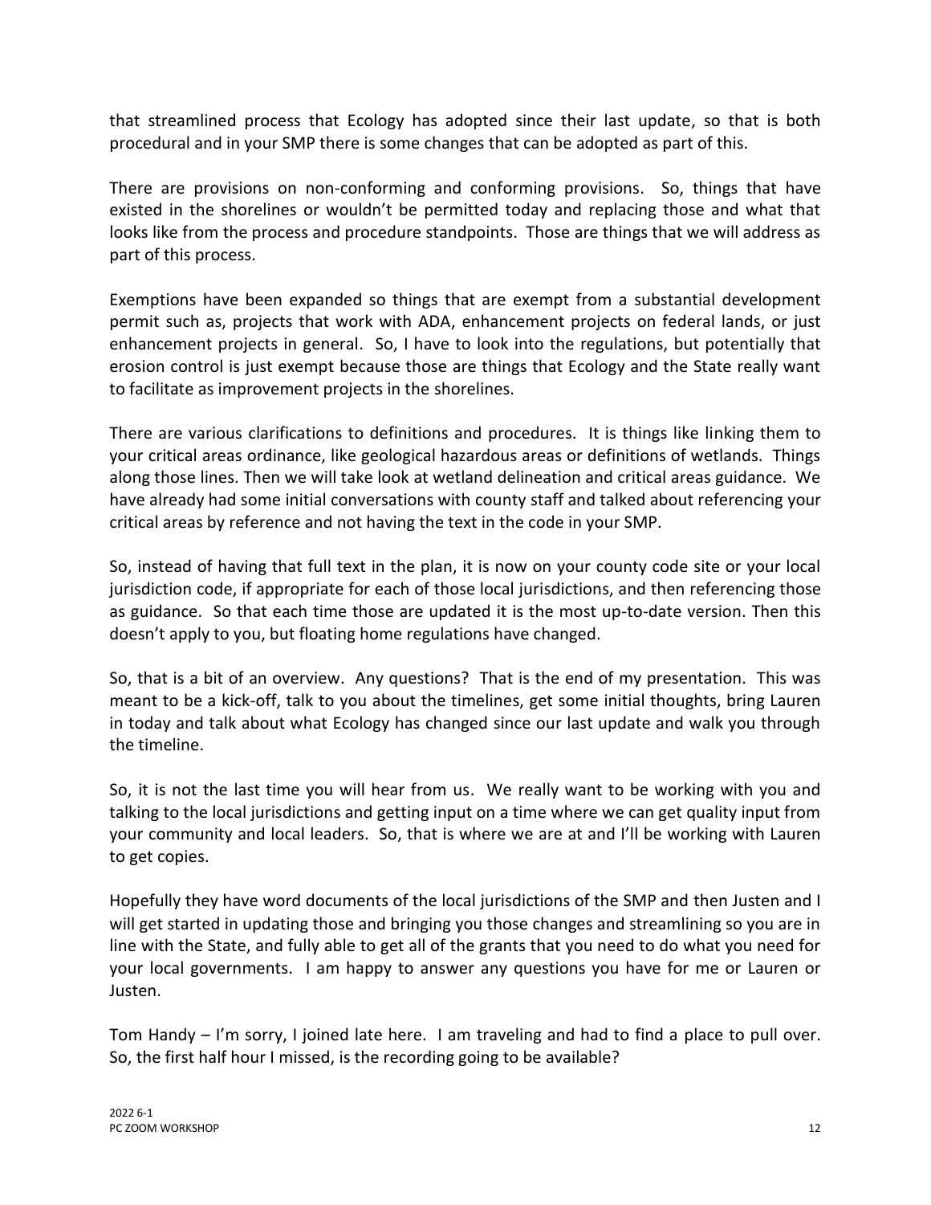that streamlined process that Ecology has adopted since their last update, so that is both procedural and in your SMP there is some changes that can be adopted as part of this.

There are provisions on non-conforming and conforming provisions. So, things that have existed in the shorelines or wouldn't be permitted today and replacing those and what that looks like from the process and procedure standpoints. Those are things that we will address as part of this process.

Exemptions have been expanded so things that are exempt from a substantial development permit such as, projects that work with ADA, enhancement projects on federal lands, or just enhancement projects in general. So, I have to look into the regulations, but potentially that erosion control is just exempt because those are things that Ecology and the State really want to facilitate as improvement projects in the shorelines.

There are various clarifications to definitions and procedures. It is things like linking them to your critical areas ordinance, like geological hazardous areas or definitions of wetlands. Things along those lines. Then we will take look at wetland delineation and critical areas guidance. We have already had some initial conversations with county staff and talked about referencing your critical areas by reference and not having the text in the code in your SMP.

So, instead of having that full text in the plan, it is now on your county code site or your local jurisdiction code, if appropriate for each of those local jurisdictions, and then referencing those as guidance. So that each time those are updated it is the most up-to-date version. Then this doesn't apply to you, but floating home regulations have changed.

So, that is a bit of an overview. Any questions? That is the end of my presentation. This was meant to be a kick-off, talk to you about the timelines, get some initial thoughts, bring Lauren in today and talk about what Ecology has changed since our last update and walk you through the timeline.

So, it is not the last time you will hear from us. We really want to be working with you and talking to the local jurisdictions and getting input on a time where we can get quality input from your community and local leaders. So, that is where we are at and I'll be working with Lauren to get copies.

Hopefully they have word documents of the local jurisdictions of the SMP and then Justen and I will get started in updating those and bringing you those changes and streamlining so you are in line with the State, and fully able to get all of the grants that you need to do what you need for your local governments. I am happy to answer any questions you have for me or Lauren or Justen.

Tom Handy – I'm sorry, I joined late here. I am traveling and had to find a place to pull over. So, the first half hour I missed, is the recording going to be available?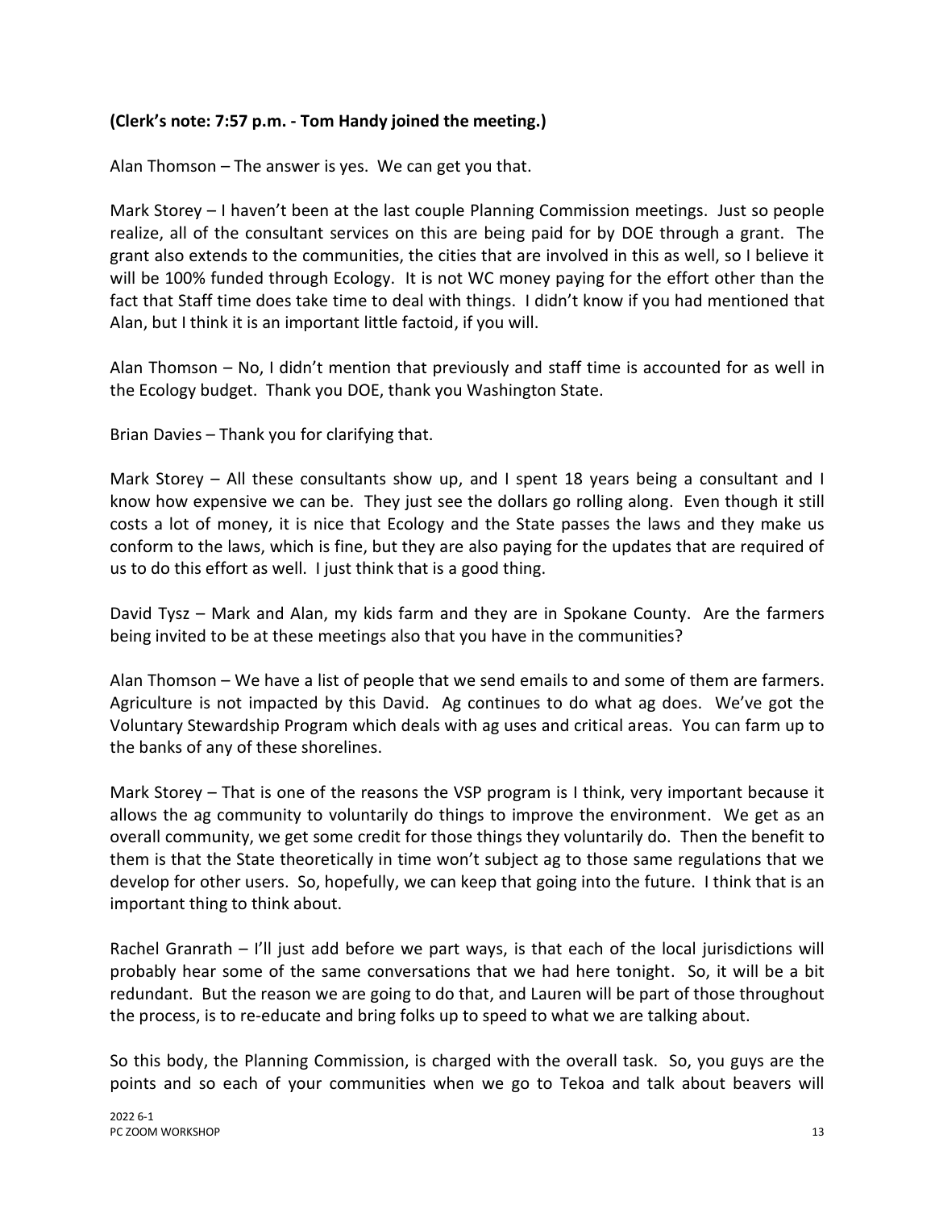**(Clerk's note: 7:57 p.m. - Tom Handy joined the meeting.)**

Alan Thomson – The answer is yes. We can get you that.

Mark Storey – I haven't been at the last couple Planning Commission meetings. Just so people realize, all of the consultant services on this are being paid for by DOE through a grant. The grant also extends to the communities, the cities that are involved in this as well, so I believe it will be 100% funded through Ecology. It is not WC money paying for the effort other than the fact that Staff time does take time to deal with things. I didn't know if you had mentioned that Alan, but I think it is an important little factoid, if you will.

Alan Thomson – No, I didn't mention that previously and staff time is accounted for as well in the Ecology budget. Thank you DOE, thank you Washington State.

Brian Davies – Thank you for clarifying that.

Mark Storey – All these consultants show up, and I spent 18 years being a consultant and I know how expensive we can be. They just see the dollars go rolling along. Even though it still costs a lot of money, it is nice that Ecology and the State passes the laws and they make us conform to the laws, which is fine, but they are also paying for the updates that are required of us to do this effort as well. I just think that is a good thing.

David Tysz – Mark and Alan, my kids farm and they are in Spokane County. Are the farmers being invited to be at these meetings also that you have in the communities?

Alan Thomson – We have a list of people that we send emails to and some of them are farmers. Agriculture is not impacted by this David. Ag continues to do what ag does. We've got the Voluntary Stewardship Program which deals with ag uses and critical areas. You can farm up to the banks of any of these shorelines.

Mark Storey – That is one of the reasons the VSP program is I think, very important because it allows the ag community to voluntarily do things to improve the environment. We get as an overall community, we get some credit for those things they voluntarily do. Then the benefit to them is that the State theoretically in time won't subject ag to those same regulations that we develop for other users. So, hopefully, we can keep that going into the future. I think that is an important thing to think about.

Rachel Granrath – I'll just add before we part ways, is that each of the local jurisdictions will probably hear some of the same conversations that we had here tonight. So, it will be a bit redundant. But the reason we are going to do that, and Lauren will be part of those throughout the process, is to re-educate and bring folks up to speed to what we are talking about.

So this body, the Planning Commission, is charged with the overall task. So, you guys are the points and so each of your communities when we go to Tekoa and talk about beavers will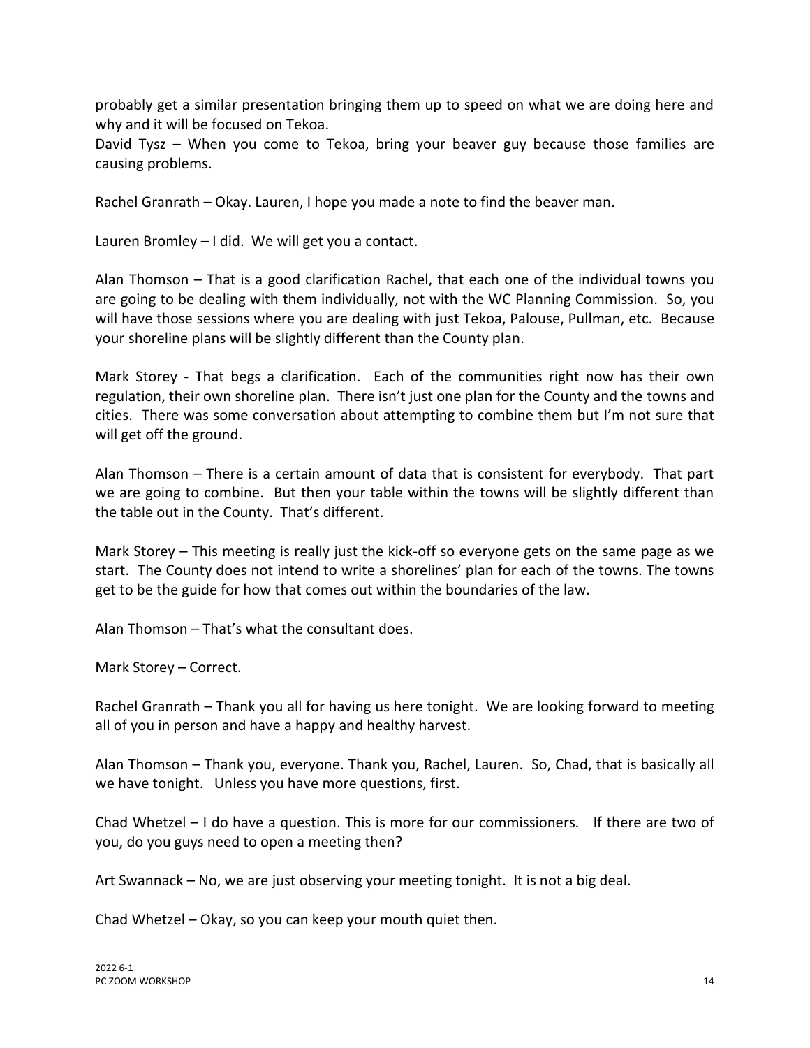probably get a similar presentation bringing them up to speed on what we are doing here and why and it will be focused on Tekoa.

David Tysz – When you come to Tekoa, bring your beaver guy because those families are causing problems.

Rachel Granrath – Okay. Lauren, I hope you made a note to find the beaver man.

Lauren Bromley – I did. We will get you a contact.

Alan Thomson – That is a good clarification Rachel, that each one of the individual towns you are going to be dealing with them individually, not with the WC Planning Commission. So, you will have those sessions where you are dealing with just Tekoa, Palouse, Pullman, etc. Because your shoreline plans will be slightly different than the County plan.

Mark Storey - That begs a clarification. Each of the communities right now has their own regulation, their own shoreline plan. There isn't just one plan for the County and the towns and cities. There was some conversation about attempting to combine them but I'm not sure that will get off the ground.

Alan Thomson – There is a certain amount of data that is consistent for everybody. That part we are going to combine. But then your table within the towns will be slightly different than the table out in the County. That's different.

Mark Storey – This meeting is really just the kick-off so everyone gets on the same page as we start. The County does not intend to write a shorelines' plan for each of the towns. The towns get to be the guide for how that comes out within the boundaries of the law.

Alan Thomson – That's what the consultant does.

Mark Storey – Correct.

Rachel Granrath – Thank you all for having us here tonight. We are looking forward to meeting all of you in person and have a happy and healthy harvest.

Alan Thomson – Thank you, everyone. Thank you, Rachel, Lauren. So, Chad, that is basically all we have tonight. Unless you have more questions, first.

Chad Whetzel – I do have a question. This is more for our commissioners. If there are two of you, do you guys need to open a meeting then?

Art Swannack – No, we are just observing your meeting tonight. It is not a big deal.

Chad Whetzel – Okay, so you can keep your mouth quiet then.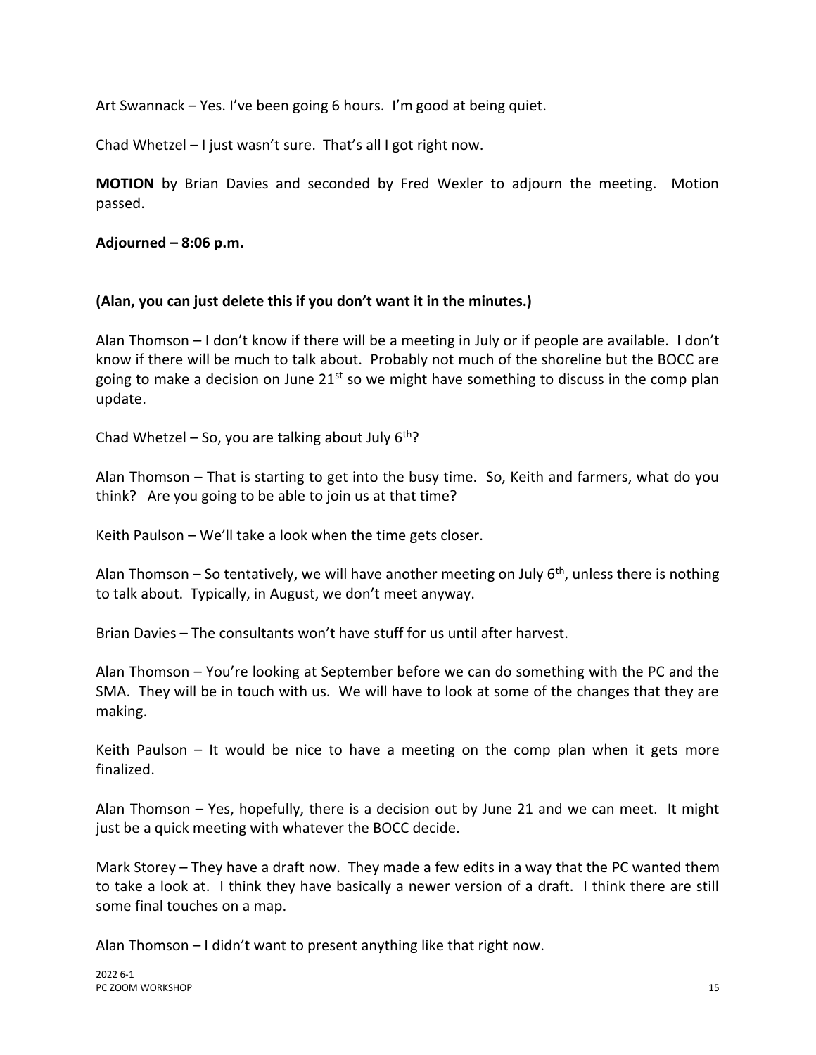Art Swannack – Yes. I've been going 6 hours. I'm good at being quiet.

Chad Whetzel – I just wasn't sure. That's all I got right now.

**MOTION** by Brian Davies and seconded by Fred Wexler to adjourn the meeting. Motion passed.

**Adjourned – 8:06 p.m.**

**(Alan, you can just delete this if you don't want it in the minutes.)**

Alan Thomson – I don't know if there will be a meeting in July or if people are available. I don't know if there will be much to talk about. Probably not much of the shoreline but the BOCC are going to make a decision on June 21st so we might have something to discuss in the comp plan update.

Chad Whetzel – So, you are talking about July 6th?

Alan Thomson – That is starting to get into the busy time. So, Keith and farmers, what do you think? Are you going to be able to join us at that time?

Keith Paulson – We'll take a look when the time gets closer.

Alan Thomson – So tentatively, we will have another meeting on July 6th, unless there is nothing to talk about. Typically, in August, we don't meet anyway.

Brian Davies – The consultants won't have stuff for us until after harvest.

Alan Thomson – You're looking at September before we can do something with the PC and the SMA. They will be in touch with us. We will have to look at some of the changes that they are making.

Keith Paulson – It would be nice to have a meeting on the comp plan when it gets more finalized.

Alan Thomson – Yes, hopefully, there is a decision out by June 21 and we can meet. It might just be a quick meeting with whatever the BOCC decide.

Mark Storey – They have a draft now. They made a few edits in a way that the PC wanted them to take a look at. I think they have basically a newer version of a draft. I think there are still some final touches on a map.

Alan Thomson – I didn't want to present anything like that right now.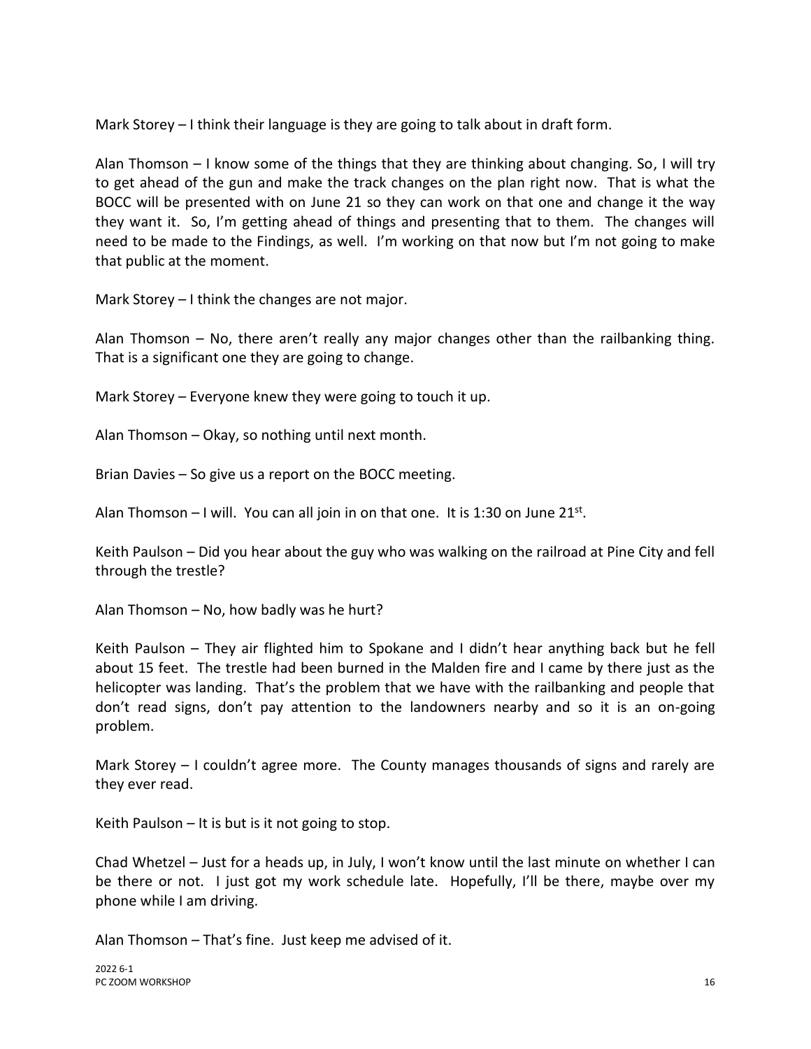Mark Storey – I think their language is they are going to talk about in draft form.

Alan Thomson – I know some of the things that they are thinking about changing. So, I will try to get ahead of the gun and make the track changes on the plan right now. That is what the BOCC will be presented with on June 21 so they can work on that one and change it the way they want it. So, I'm getting ahead of things and presenting that to them. The changes will need to be made to the Findings, as well. I'm working on that now but I'm not going to make that public at the moment.

Mark Storey – I think the changes are not major.

Alan Thomson – No, there aren't really any major changes other than the railbanking thing. That is a significant one they are going to change.

Mark Storey – Everyone knew they were going to touch it up.

Alan Thomson – Okay, so nothing until next month.

Brian Davies – So give us a report on the BOCC meeting.

Alan Thomson – I will. You can all join in on that one. It is 1:30 on June 21st.

Keith Paulson – Did you hear about the guy who was walking on the railroad at Pine City and fell through the trestle?

Alan Thomson – No, how badly was he hurt?

Keith Paulson – They air flighted him to Spokane and I didn't hear anything back but he fell about 15 feet. The trestle had been burned in the Malden fire and I came by there just as the helicopter was landing. That's the problem that we have with the railbanking and people that don't read signs, don't pay attention to the landowners nearby and so it is an on-going problem.

Mark Storey – I couldn't agree more. The County manages thousands of signs and rarely are they ever read.

Keith Paulson – It is but is it not going to stop.

Chad Whetzel – Just for a heads up, in July, I won't know until the last minute on whether I can be there or not. I just got my work schedule late. Hopefully, I'll be there, maybe over my phone while I am driving.

Alan Thomson – That's fine. Just keep me advised of it.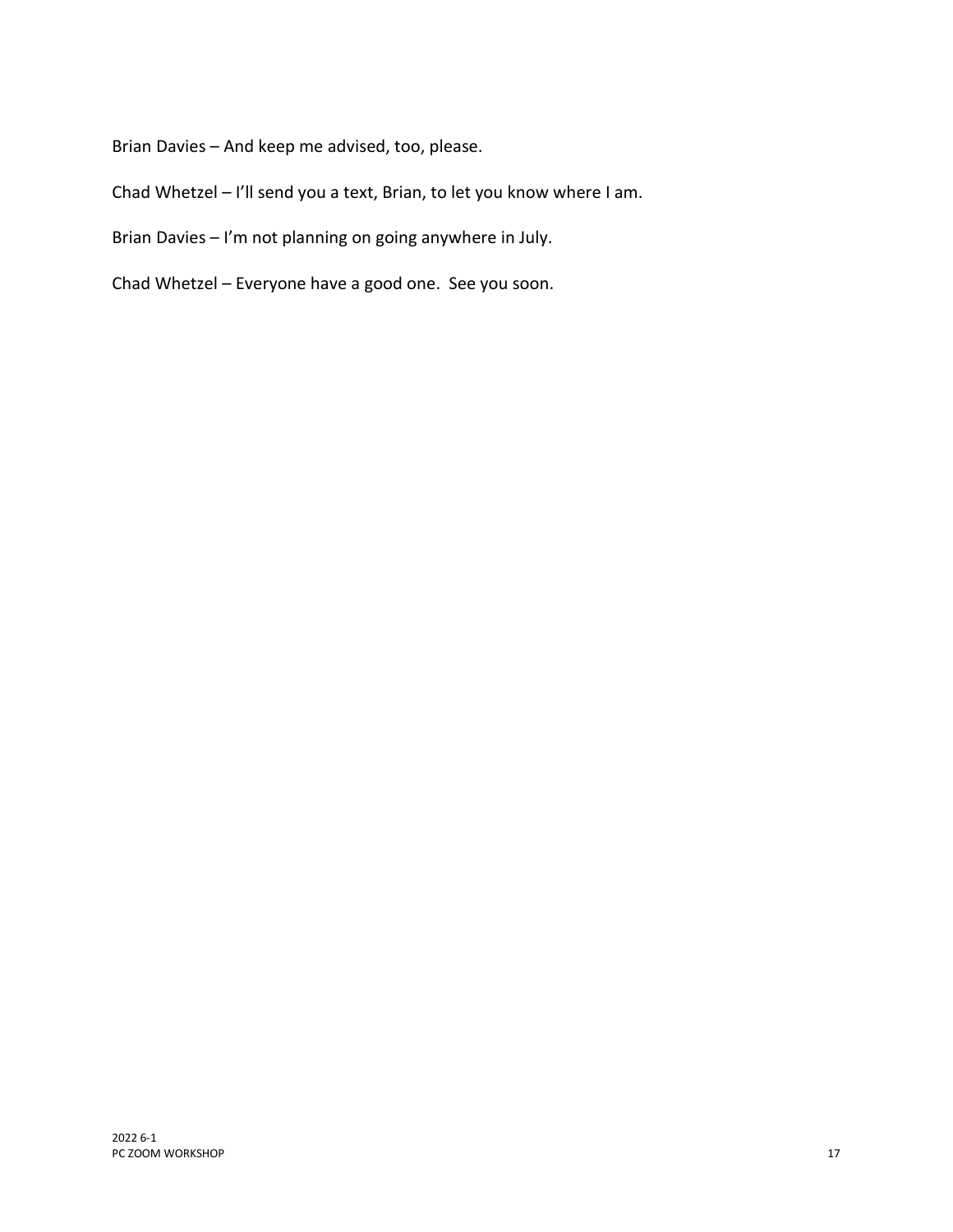Brian Davies – And keep me advised, too, please.

Chad Whetzel – I'll send you a text, Brian, to let you know where I am.

Brian Davies – I'm not planning on going anywhere in July.

Chad Whetzel – Everyone have a good one. See you soon.